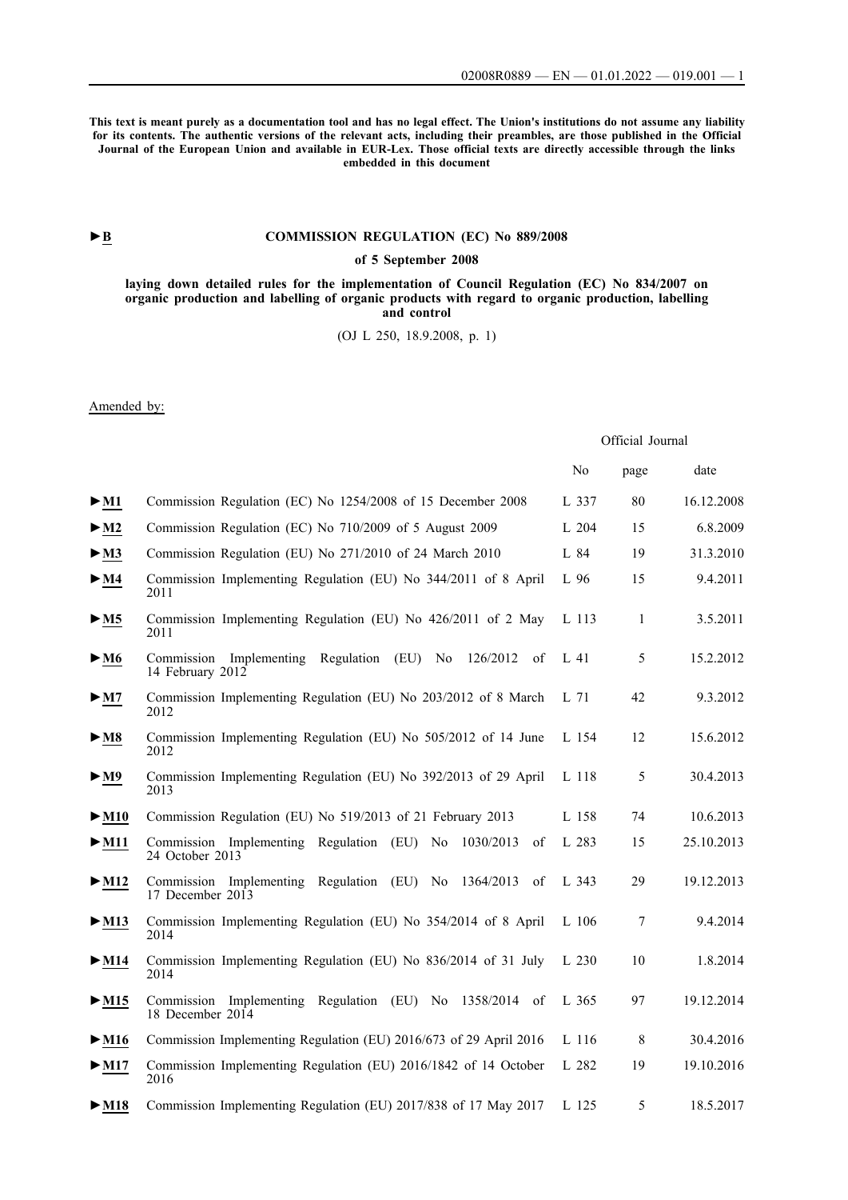**This text is meant purely as a documentation tool and has no legal effect. The Union's institutions do not assume any liability for its contents. The authentic versions of the relevant acts, including their preambles, are those published in the Official Journal of the European Union and available in EUR-Lex. Those official texts are directly accessible through the links embedded in this document**

►**B**

# COMMISSION REGULATION (EC) No 889/2008

**of 5 September 2008**

**laying down detailed rules for the implementation of Council Regulation (EC) No 834/2007 on organic production and labelling of organic products with regard to organic production, labelling and control**

(OJ L 250, 18.9.2008, p. 1)

Amended by:

| | | Official Journal | | |
|---|---|---|---|---|
| | | No | page | date |
| ►**M1** | Commission Regulation (EC) No 1254/2008 of 15 December 2008 | L 337 | 80 | 16.12.2008 |
| ►**M2** | Commission Regulation (EC) No 710/2009 of 5 August 2009 | L 204 | 15 | 6.8.2009 |
| ►**M3** | Commission Regulation (EU) No 271/2010 of 24 March 2010 | L 84 | 19 | 31.3.2010 |
| ►**M4** | Commission Implementing Regulation (EU) No 344/2011 of 8 April 2011 | L 96 | 15 | 9.4.2011 |
| ►**M5** | Commission Implementing Regulation (EU) No 426/2011 of 2 May 2011 | L 113 | 1 | 3.5.2011 |
| ►**M6** | Commission Implementing Regulation (EU) No 126/2012 of 14 February 2012 | L 41 | 5 | 15.2.2012 |
| ►**M7** | Commission Implementing Regulation (EU) No 203/2012 of 8 March 2012 | L 71 | 42 | 9.3.2012 |
| ►**M8** | Commission Implementing Regulation (EU) No 505/2012 of 14 June 2012 | L 154 | 12 | 15.6.2012 |
| ►**M9** | Commission Implementing Regulation (EU) No 392/2013 of 29 April 2013 | L 118 | 5 | 30.4.2013 |
| ►**M10** | Commission Regulation (EU) No 519/2013 of 21 February 2013 | L 158 | 74 | 10.6.2013 |
| ►**M11** | Commission Implementing Regulation (EU) No 1030/2013 of 24 October 2013 | L 283 | 15 | 25.10.2013 |
| ►**M12** | Commission Implementing Regulation (EU) No 1364/2013 of 17 December 2013 | L 343 | 29 | 19.12.2013 |
| ►**M13** | Commission Implementing Regulation (EU) No 354/2014 of 8 April 2014 | L 106 | 7 | 9.4.2014 |
| ►**M14** | Commission Implementing Regulation (EU) No 836/2014 of 31 July 2014 | L 230 | 10 | 1.8.2014 |
| ►**M15** | Commission Implementing Regulation (EU) No 1358/2014 of 18 December 2014 | L 365 | 97 | 19.12.2014 |
| ►**M16** | Commission Implementing Regulation (EU) 2016/673 of 29 April 2016 | L 116 | 8 | 30.4.2016 |
| ►**M17** | Commission Implementing Regulation (EU) 2016/1842 of 14 October 2016 | L 282 | 19 | 19.10.2016 |
| ►**M18** | Commission Implementing Regulation (EU) 2017/838 of 17 May 2017 | L 125 | 5 | 18.5.2017 |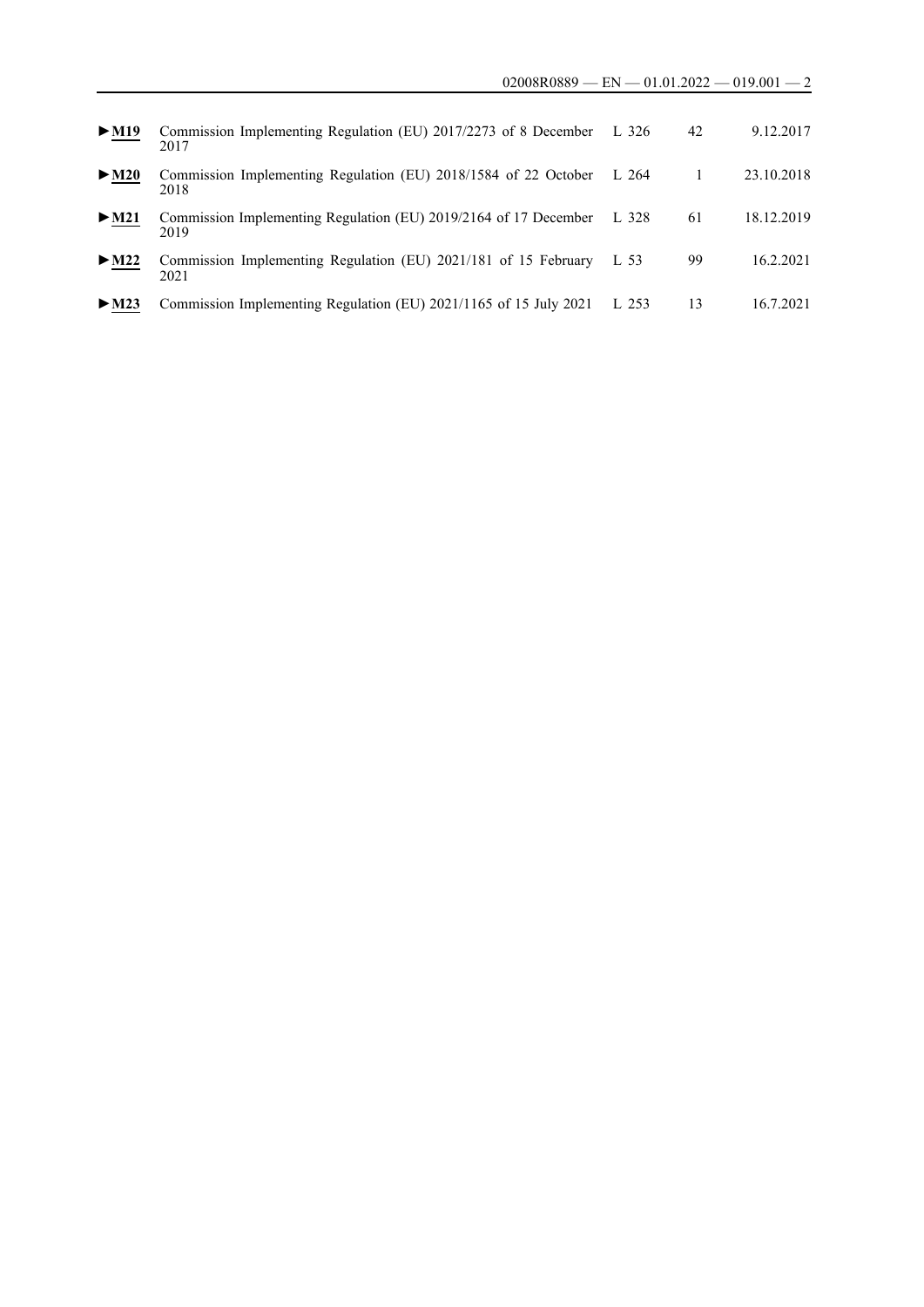| | | | | |
|---|---|---|---|---|
| ►M19 | Commission Implementing Regulation (EU) 2017/2273 of 8 December 2017 | L 326 | 42 | 9.12.2017 |
| ►M20 | Commission Implementing Regulation (EU) 2018/1584 of 22 October 2018 | L 264 | 1 | 23.10.2018 |
| ►M21 | Commission Implementing Regulation (EU) 2019/2164 of 17 December 2019 | L 328 | 61 | 18.12.2019 |
| ►M22 | Commission Implementing Regulation (EU) 2021/181 of 15 February 2021 | L 53 | 99 | 16.2.2021 |
| ►M23 | Commission Implementing Regulation (EU) 2021/1165 of 15 July 2021 | L 253 | 13 | 16.7.2021 |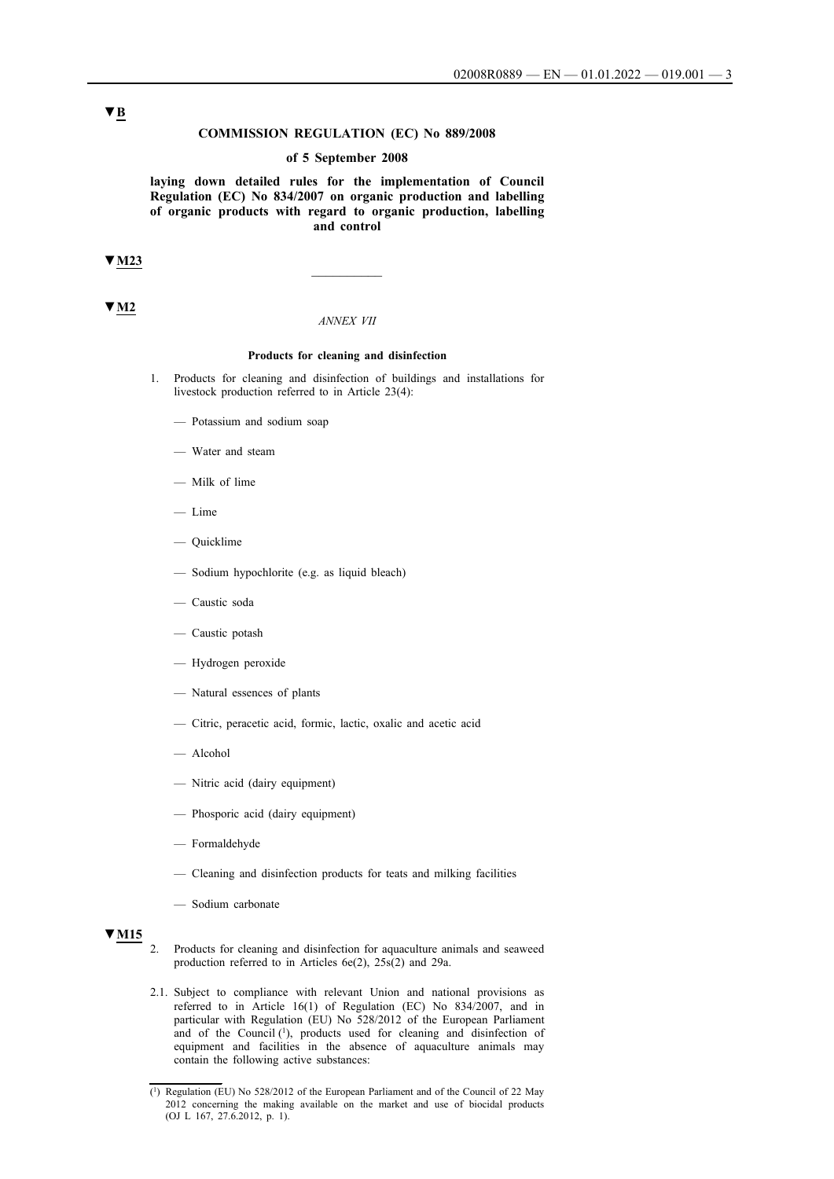▼B

**COMMISSION REGULATION (EC) No 889/2008**

**of 5 September 2008**

**laying down detailed rules for the implementation of Council Regulation (EC) No 834/2007 on organic production and labelling of organic products with regard to organic production, labelling and control**

▼M23

___

▼M2

*ANNEX VII*

**Products for cleaning and disinfection**

1. Products for cleaning and disinfection of buildings and installations for livestock production referred to in Article 23(4):

   — Potassium and sodium soap

   — Water and steam

   — Milk of lime

   — Lime

   — Quicklime

   — Sodium hypochlorite (e.g. as liquid bleach)

   — Caustic soda

   — Caustic potash

   — Hydrogen peroxide

   — Natural essences of plants

   — Citric, peracetic acid, formic, lactic, oxalic and acetic acid

   — Alcohol

   — Nitric acid (dairy equipment)

   — Phosporic acid (dairy equipment)

   — Formaldehyde

   — Cleaning and disinfection products for teats and milking facilities

   — Sodium carbonate

▼M15

2. Products for cleaning and disinfection for aquaculture animals and seaweed production referred to in Articles 6e(2), 25s(2) and 29a.

2.1. Subject to compliance with relevant Union and national provisions as referred to in Article 16(1) of Regulation (EC) No 834/2007, and in particular with Regulation (EU) No 528/2012 of the European Parliament and of the Council [1], products used for cleaning and disinfection of equipment and facilities in the absence of aquaculture animals may contain the following active substances:

---

[1] Regulation (EU) No 528/2012 of the European Parliament and of the Council of 22 May 2012 concerning the making available on the market and use of biocidal products (OJ L 167, 27.6.2012, p. 1).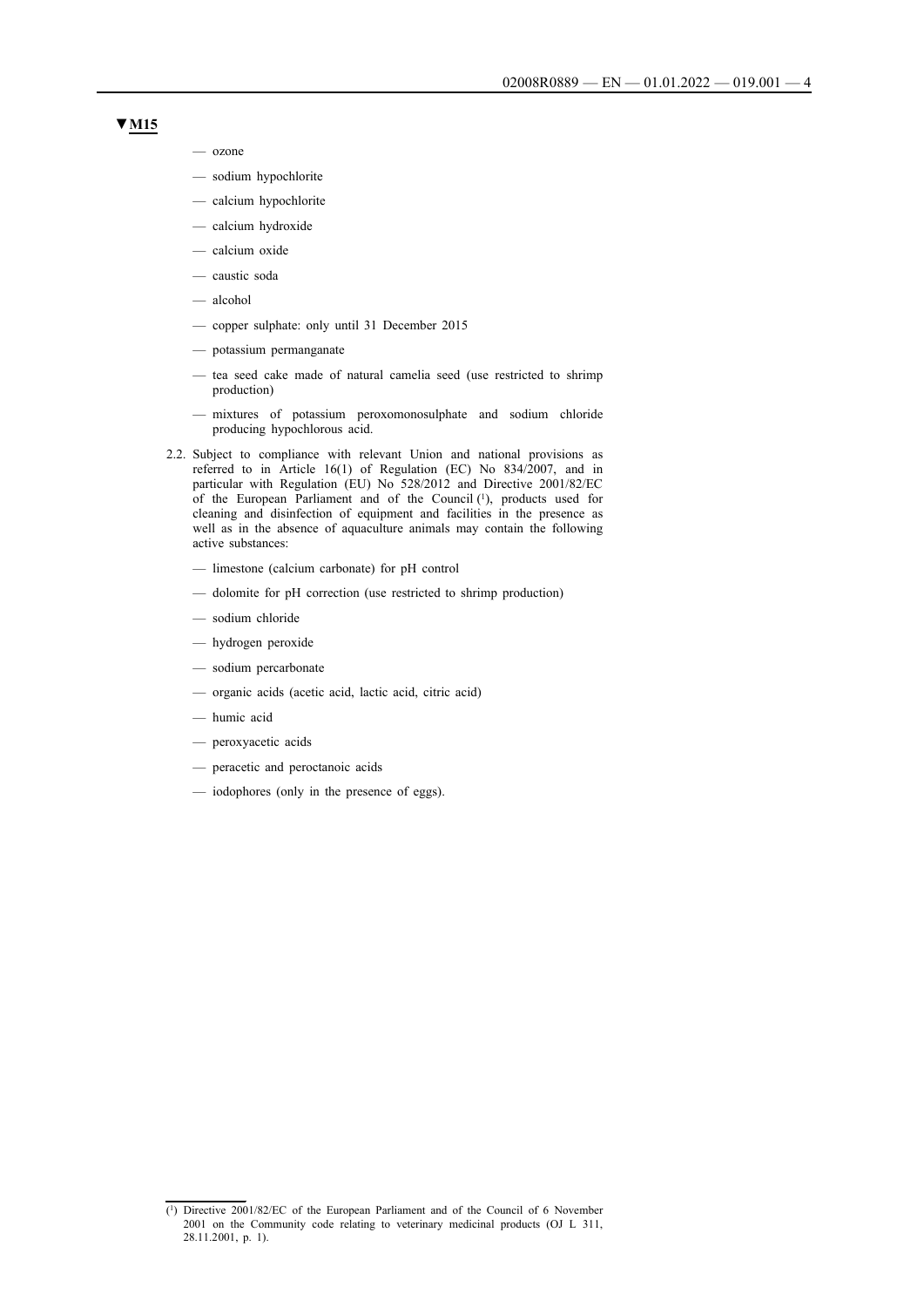**▼M15**

- ozone
- sodium hypochlorite
- calcium hypochlorite
- calcium hydroxide
- calcium oxide
- caustic soda
- alcohol
- copper sulphate: only until 31 December 2015
- potassium permanganate
- tea seed cake made of natural camelia seed (use restricted to shrimp production)
- mixtures of potassium peroxomonosulphate and sodium chloride producing hypochlorous acid.

2.2. Subject to compliance with relevant Union and national provisions as referred to in Article 16(1) of Regulation (EC) No 834/2007, and in particular with Regulation (EU) No 528/2012 and Directive 2001/82/EC of the European Parliament and of the Council [1], products used for cleaning and disinfection of equipment and facilities in the presence as well as in the absence of aquaculture animals may contain the following active substances:

- limestone (calcium carbonate) for pH control
- dolomite for pH correction (use restricted to shrimp production)
- sodium chloride
- hydrogen peroxide
- sodium percarbonate
- organic acids (acetic acid, lactic acid, citric acid)
- humic acid
- peroxyacetic acids
- peracetic and peroctanoic acids
- iodophores (only in the presence of eggs).

---

[1] Directive 2001/82/EC of the European Parliament and of the Council of 6 November 2001 on the Community code relating to veterinary medicinal products (OJ L 311, 28.11.2001, p. 1).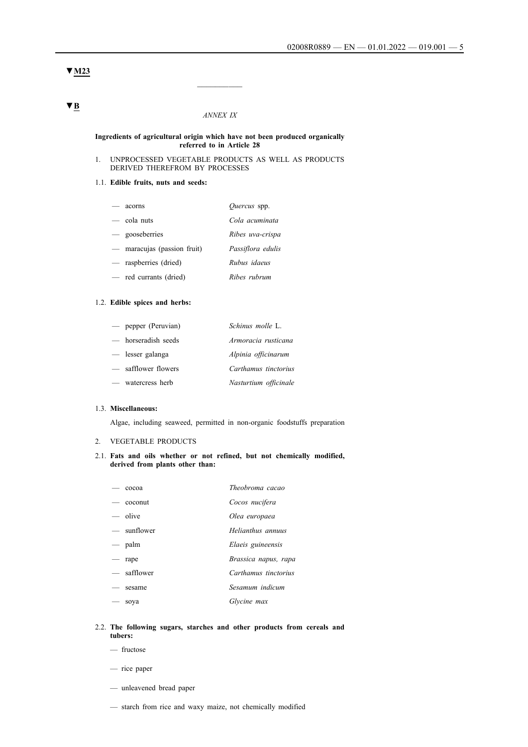▼M23

—————

▼B

*ANNEX IX*

**Ingredients of agricultural origin which have not been produced organically referred to in Article 28**

1. UNPROCESSED VEGETABLE PRODUCTS AS WELL AS PRODUCTS DERIVED THEREFROM BY PROCESSES

1.1. **Edible fruits, nuts and seeds:**

| | |
|---|---|
| — acorns | *Quercus* spp. |
| — cola nuts | *Cola acuminata* |
| — gooseberries | *Ribes uva-crispa* |
| — maracujas (passion fruit) | *Passiflora edulis* |
| — raspberries (dried) | *Rubus idaeus* |
| — red currants (dried) | *Ribes rubrum* |

1.2. **Edible spices and herbs:**

| | |
|---|---|
| — pepper (Peruvian) | *Schinus molle* L. |
| — horseradish seeds | *Armoracia rusticana* |
| — lesser galanga | *Alpinia officinarum* |
| — safflower flowers | *Carthamus tinctorius* |
| — watercress herb | *Nasturtium officinale* |

1.3. **Miscellaneous:**

Algae, including seaweed, permitted in non-organic foodstuffs preparation

2. VEGETABLE PRODUCTS

2.1. **Fats and oils whether or not refined, but not chemically modified, derived from plants other than:**

| | |
|---|---|
| — cocoa | *Theobroma cacao* |
| — coconut | *Cocos nucifera* |
| — olive | *Olea europaea* |
| — sunflower | *Helianthus annuus* |
| — palm | *Elaeis guineensis* |
| — rape | *Brassica napus, rapa* |
| — safflower | *Carthamus tinctorius* |
| — sesame | *Sesamum indicum* |
| — soya | *Glycine max* |

2.2. **The following sugars, starches and other products from cereals and tubers:**

— fructose

— rice paper

— unleavened bread paper

— starch from rice and waxy maize, not chemically modified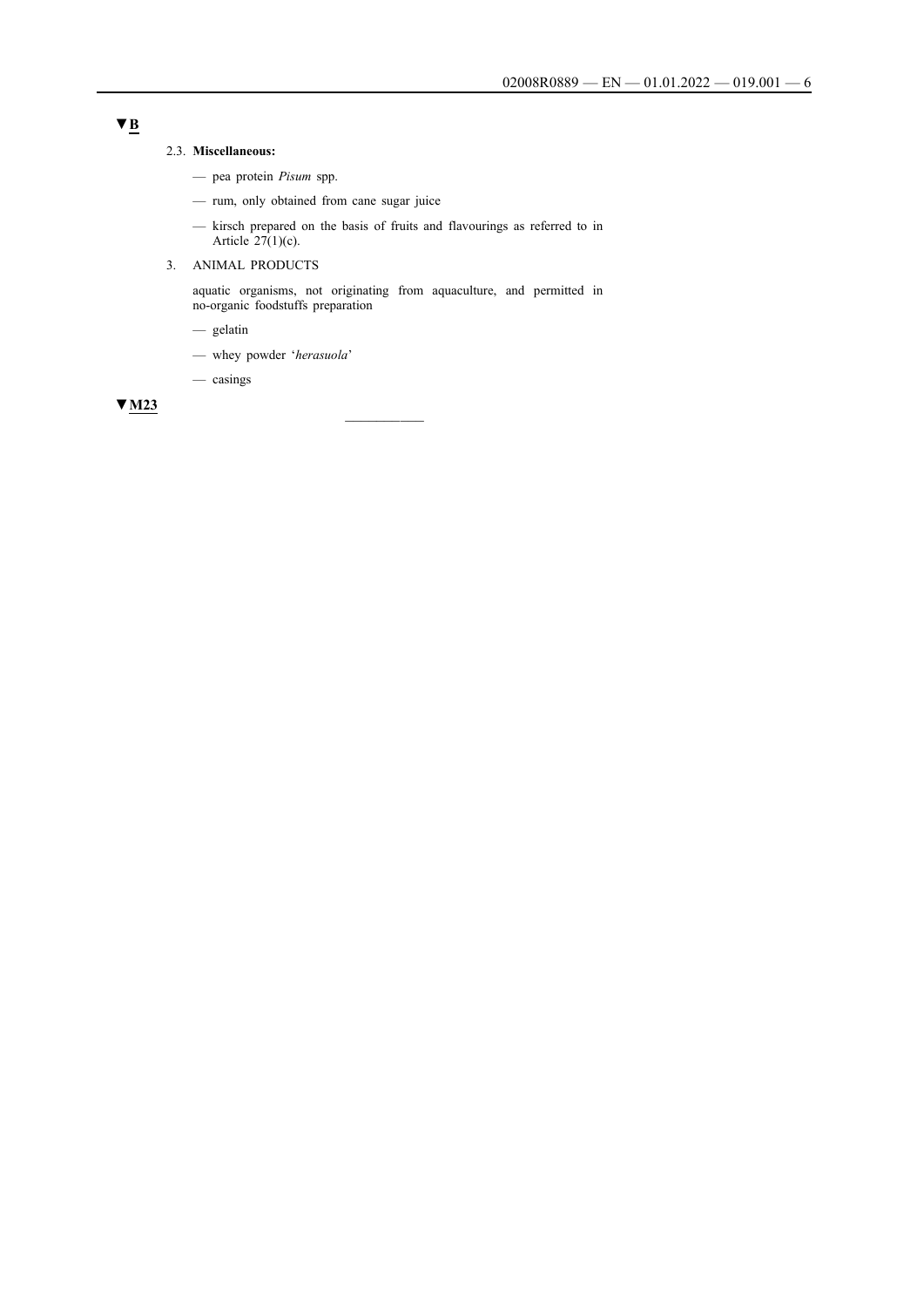▼B

2.3. **Miscellaneous:**

— pea protein *Pisum* spp.

— rum, only obtained from cane sugar juice

— kirsch prepared on the basis of fruits and flavourings as referred to in Article 27(1)(c).

3. ANIMAL PRODUCTS

aquatic organisms, not originating from aquaculture, and permitted in no-organic foodstuffs preparation

— gelatin

— whey powder '*herasuola*'

— casings

▼M23

—————